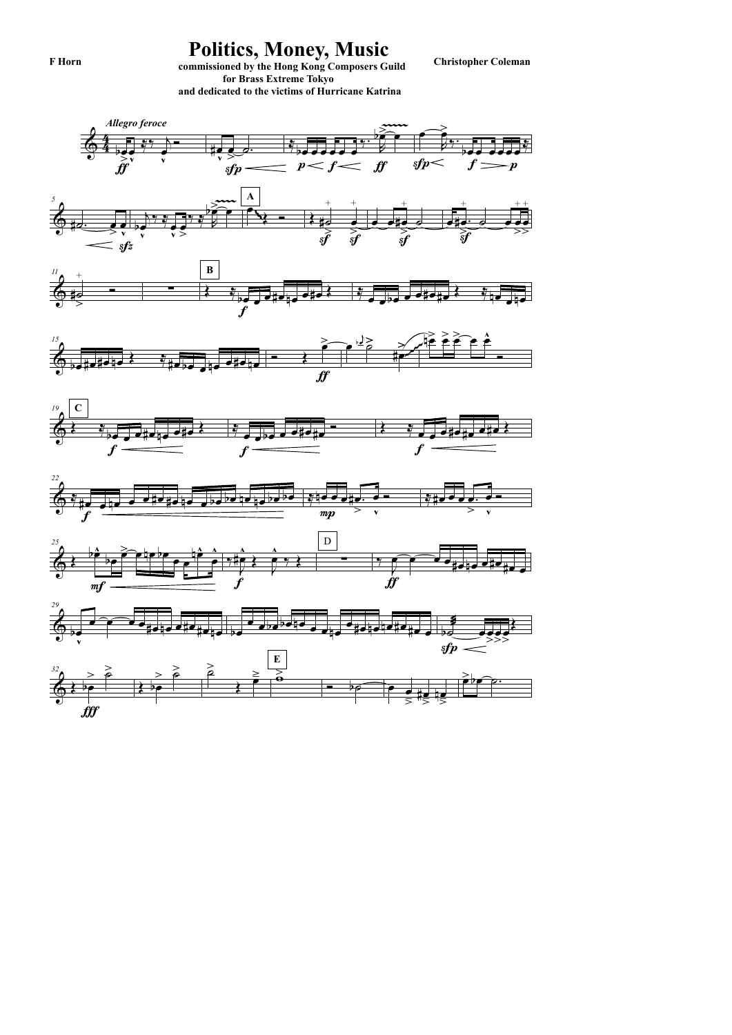F Horn

# Politics, Money, Music

**commissioned by the Hong Kong Composers Guild**
**for Brass Extreme Tokyo**
**and dedicated to the victims of Hurricane Katrina**

**Christopher Coleman**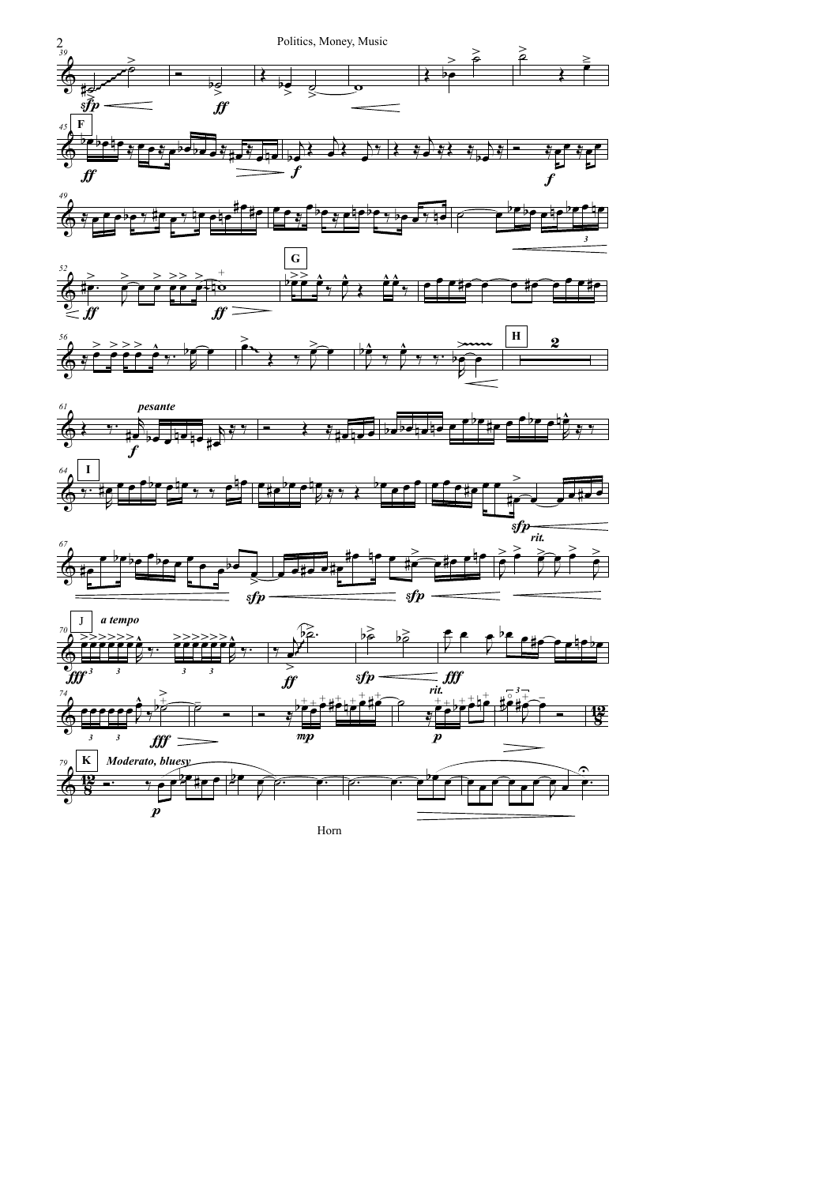**F**

**G**

**H**

*pesante*

**I**

*rit.*

**J** *a tempo*

*rit.*

**K** *Moderato, bluesy*